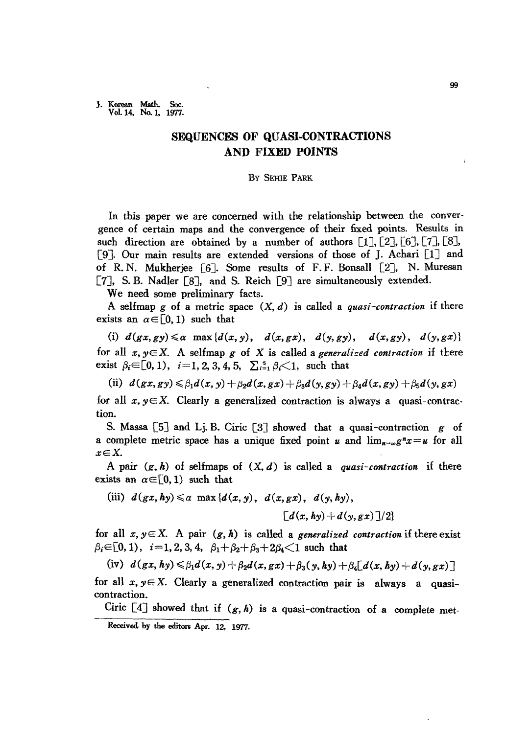# SEQUENCES OF QUASI-CONTRACTIONS AND FIXED POINTS

BY SEHIE PARK

In this paper we are concerned with the relationship between the convergence of certain maps and the convergence of their fixed points. Results in such direction are obtained by a number of authors [1], [2], [6], [7], [8], [9]. Our main results are extended versions of those of J. Achari [1] and of R. N. Mukherjee [6]. Some results of F. F. Bonsall [2], N. Muresan [7], S. B. Nadler [8], and S. Reich [9] are simultaneously extended.

We need some preliminary facts.

A selfmap $g$ of a metric space $(X, d)$ is called a *quasi-contraction* if there exists an $\alpha \in [0, 1)$ such that

(i) $d(gx, gy) \leqslant \alpha \max\{d(x, y), \; d(x, gx), \; d(y, gy), \; d(x, gy), \; d(y, gx)\}$

for all $x, y \in X$. A selfmap $g$ of $X$ is called a *generalized contraction* if there exist $\beta_i \in [0, 1)$, $i = 1, 2, 3, 4, 5$, $\sum_{i=1}^{5} \beta_i < 1$, such that

(ii) $d(gx, gy) \leqslant \beta_1 d(x, y) + \beta_2 d(x, gx) + \beta_3 d(y, gy) + \beta_4 d(x, gy) + \beta_5 d(y, gx)$

for all $x, y \in X$. Clearly a generalized contraction is always a quasi-contraction.

S. Massa [5] and Lj. B. Ciric [3] showed that a quasi-contraction $g$ of a complete metric space has a unique fixed point $u$ and $\lim_{n\to\infty} g^n x = u$ for all $x \in X$.

A pair $(g, h)$ of selfmaps of $(X, d)$ is called a *quasi-contraction* if there exists an $\alpha \in [0, 1)$ such that

(iii) $d(gx, hy) \leqslant \alpha \max\{d(x, y), \; d(x, gx), \; d(y, hy), \; [d(x, hy) + d(y, gx)]/2\}$

for all $x, y \in X$. A pair $(g, h)$ is called a *generalized contraction* if there exist $\beta_i \in [0, 1)$, $i = 1, 2, 3, 4$, $\beta_1 + \beta_2 + \beta_3 + 2\beta_4 < 1$ such that

(iv) $d(gx, hy) \leqslant \beta_1 d(x, y) + \beta_2 d(x, gx) + \beta_3 (y, hy) + \beta_4 [d(x, hy) + d(y, gx)]$

for all $x, y \in X$. Clearly a generalized contraction pair is always a quasi-contraction.

Ciric [4] showed that if $(g, h)$ is a quasi-contraction of a complete met-

Received by the editors Apr. 12, 1977.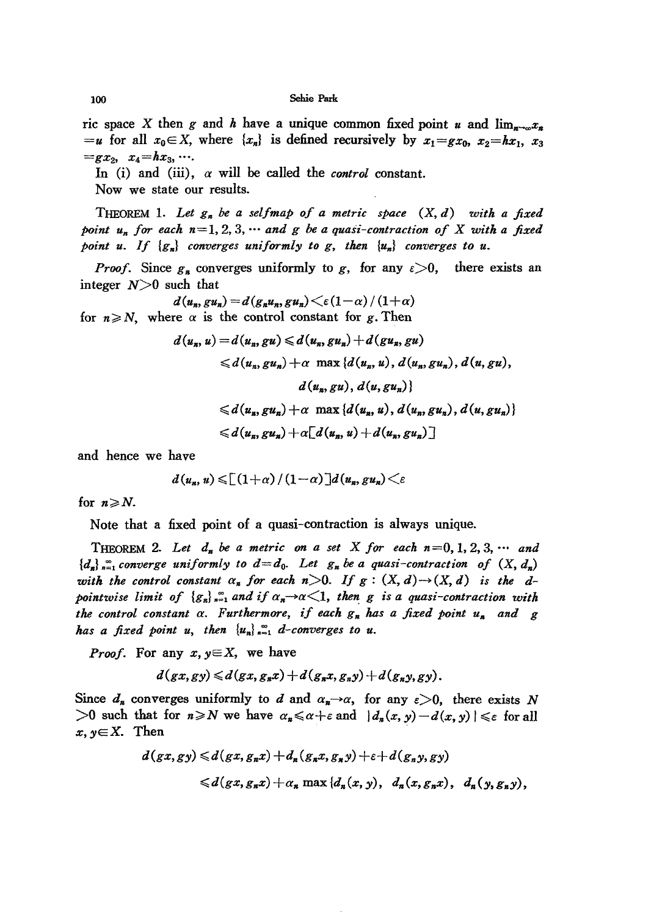ric space $X$ then $g$ and $h$ have a unique common fixed point $u$ and $\lim_{n\to\infty}x_n = u$ for all $x_0 \in X$, where $\{x_n\}$ is defined recursively by $x_1 = gx_0$, $x_2 = hx_1$, $x_3 = gx_2$, $x_4 = hx_3, \cdots$.

In (i) and (iii), $\alpha$ will be called the *control* constant.

Now we state our results.

THEOREM 1. *Let $g_n$ be a selfmap of a metric space $(X, d)$ with a fixed point $u_n$ for each $n = 1, 2, 3, \cdots$ and $g$ be a quasi-contraction of $X$ with a fixed point $u$. If $\{g_n\}$ converges uniformly to $g$, then $\{u_n\}$ converges to $u$.*

*Proof.* Since $g_n$ converges uniformly to $g$, for any $\varepsilon > 0$, there exists an integer $N > 0$ such that

$$d(u_n, gu_n) = d(g_n u_n, gu_n) < \varepsilon(1-\alpha)/(1+\alpha)$$

for $n \geqslant N$, where $\alpha$ is the control constant for $g$. Then

$$\begin{aligned}
d(u_n, u) = d(u_n, gu) &\leqslant d(u_n, gu_n) + d(gu_n, gu) \\
&\leqslant d(u_n, gu_n) + \alpha \max\{d(u_n, u), d(u_n, gu_n), d(u, gu), \\
&\qquad d(u_n, gu), d(u, gu_n)\} \\
&\leqslant d(u_n, gu_n) + \alpha \max\{d(u_n, u), d(u_n, gu_n), d(u, gu_n)\} \\
&\leqslant d(u_n, gu_n) + \alpha[d(u_n, u) + d(u_n, gu_n)]
\end{aligned}$$

and hence we have

$$d(u_n, u) \leqslant [(1+\alpha)/(1-\alpha)]d(u_n, gu_n) < \varepsilon$$

for $n \geqslant N$.

Note that a fixed point of a quasi-contraction is always unique.

THEOREM 2. *Let $d_n$ be a metric on a set $X$ for each $n = 0, 1, 2, 3, \cdots$ and $\{d_n\}_{n=1}^{\infty}$ converge uniformly to $d = d_0$. Let $g_n$ be a quasi-contraction of $(X, d_n)$ with the control constant $\alpha_n$ for each $n > 0$. If $g : (X, d) \to (X, d)$ is the $d$-pointwise limit of $\{g_n\}_{n=1}^{\infty}$ and if $\alpha_n \to \alpha < 1$, then $g$ is a quasi-contraction with the control constant $\alpha$. Furthermore, if each $g_n$ has a fixed point $u_n$ and $g$ has a fixed point $u$, then $\{u_n\}_{n=1}^{\infty}$ $d$-converges to $u$.*

*Proof.* For any $x, y \in X$, we have

$$d(gx, gy) \leqslant d(gx, g_n x) + d(g_n x, g_n y) + d(g_n y, gy).$$

Since $d_n$ converges uniformly to $d$ and $\alpha_n \to \alpha$, for any $\varepsilon > 0$, there exists $N > 0$ such that for $n \geqslant N$ we have $\alpha_n \leqslant \alpha + \varepsilon$ and $|d_n(x, y) - d(x, y)| \leqslant \varepsilon$ for all $x, y \in X$. Then

$$\begin{aligned}
d(gx, gy) &\leqslant d(gx, g_n x) + d_n(g_n x, g_n y) + \varepsilon + d(g_n y, gy) \\
&\leqslant d(gx, g_n x) + \alpha_n \max\{d_n(x, y),\ d_n(x, g_n x),\ d_n(y, g_n y),
\end{aligned}$$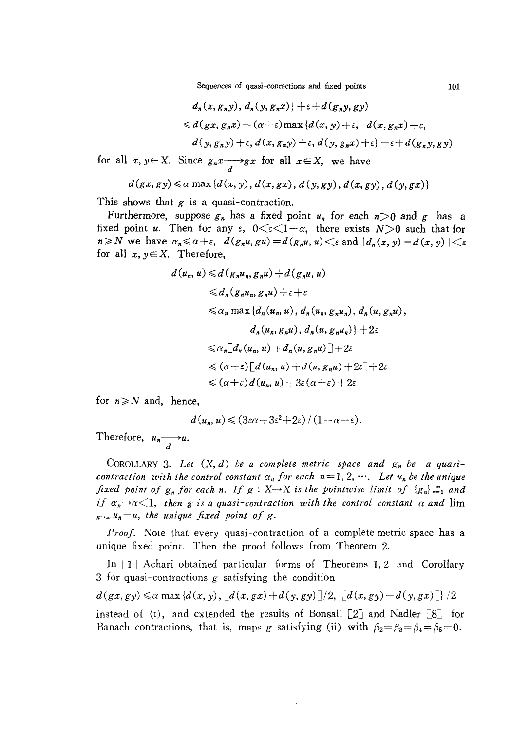$$d_n(x, g_n y), d_n(y, g_n x)\} + \varepsilon + d(g_n y, gy)$$

$$\leqslant d(gx, g_n x) + (\alpha+\varepsilon)\max\{d(x, y)+\varepsilon, \ d(x, g_n x)+\varepsilon,$$

$$d(y, g_n y)+\varepsilon, d(x, g_n y)+\varepsilon, d(y, g_n x)+\varepsilon\} + \varepsilon + d(g_n y, gy)$$

for all $x, y \in X$. Since $g_n x \underset{d}{\longrightarrow} gx$ for all $x \in X$, we have

$$d(gx, gy) \leqslant \alpha \max\{d(x, y), d(x, gx), d(y, gy), d(x, gy), d(y, gx)\}$$

This shows that $g$ is a quasi-contraction.

Furthermore, suppose $g_n$ has a fixed point $u_n$ for each $n > 0$ and $g$ has a fixed point $u$. Then for any $\varepsilon$, $0 < \varepsilon < 1-\alpha$, there exists $N > 0$ such that for $n \geqslant N$ we have $\alpha_n \leqslant \alpha + \varepsilon$, $d(g_n u, gu) = d(g_n u, u) < \varepsilon$ and $|d_n(x, y) - d(x, y)| < \varepsilon$ for all $x, y \in X$. Therefore,

$$\begin{aligned}
d(u_n, u) &\leqslant d(g_n u_n, g_n u) + d(g_n u, u) \\
&\leqslant d_n(g_n u_n, g_n u) + \varepsilon + \varepsilon \\
&\leqslant \alpha_n \max\{d_n(u_n, u), d_n(u_n, g_n u_n), d_n(u, g_n u), \\
&\qquad d_n(u_n, g_n u), d_n(u, g_n u_n)\} + 2\varepsilon \\
&\leqslant \alpha_n [d_n(u_n, u) + d_n(u, g_n u)] + 2\varepsilon \\
&\leqslant (\alpha+\varepsilon)[d(u_n, u) + d(u, g_n u) + 2\varepsilon] + 2\varepsilon \\
&\leqslant (\alpha+\varepsilon) d(u_n, u) + 3\varepsilon(\alpha+\varepsilon) + 2\varepsilon
\end{aligned}$$

for $n \geqslant N$ and, hence,

$$d(u_n, u) \leqslant (3\varepsilon\alpha + 3\varepsilon^2 + 2\varepsilon)/(1-\alpha-\varepsilon).$$

Therefore, $u_n \underset{d}{\longrightarrow} u$.

COROLLARY 3. *Let $(X, d)$ be a complete metric space and $g_n$ be a quasi-contraction with the control constant $\alpha_n$ for each $n = 1, 2, \cdots$. Let $u_n$ be the unique fixed point of $g_n$ for each $n$. If $g : X \to X$ is the pointwise limit of $\{g_n\}_{n=1}^{\infty}$ and if $\alpha_n \to \alpha < 1$, then $g$ is a quasi-contraction with the control constant $\alpha$ and $\lim_{n\to\infty} u_n = u$, the unique fixed point of $g$.*

*Proof.* Note that every quasi-contraction of a complete metric space has a unique fixed point. Then the proof follows from Theorem 2.

In [1] Achari obtained particular forms of Theorems 1, 2 and Corollary 3 for quasi-contractions $g$ satisfying the condition

$$d(gx, gy) \leqslant \alpha \max\{d(x, y), [d(x, gx) + d(y, gy)]/2, [d(x, gy) + d(y, gx)]\}/2$$

instead of (i), and extended the results of Bonsall [2] and Nadler [8] for Banach contractions, that is, maps $g$ satisfying (ii) with $\beta_2 = \beta_3 = \beta_4 = \beta_5 = 0$.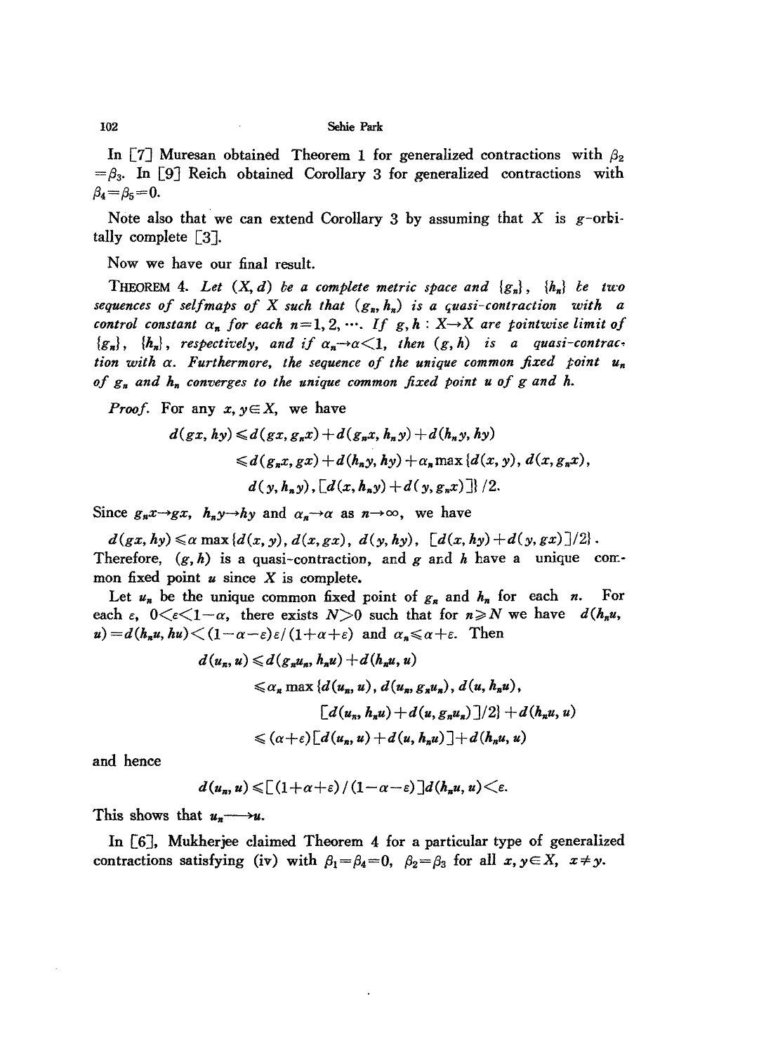In [7] Muresan obtained Theorem 1 for generalized contractions with $\beta_2 = \beta_3$. In [9] Reich obtained Corollary 3 for generalized contractions with $\beta_4 = \beta_5 = 0$.

Note also that we can extend Corollary 3 by assuming that $X$ is $g$-orbitally complete [3].

Now we have our final result.

THEOREM 4. *Let $(X, d)$ be a complete metric space and $\{g_n\}$, $\{h_n\}$ be two sequences of selfmaps of $X$ such that $(g_n, h_n)$ is a quasi-contraction with a control constant $\alpha_n$ for each $n=1, 2, \cdots$. If $g, h : X \to X$ are pointwise limit of $\{g_n\}$, $\{h_n\}$, respectively, and if $\alpha_n \to \alpha < 1$, then $(g, h)$ is a quasi-contraction with $\alpha$. Furthermore, the sequence of the unique common fixed point $u_n$ of $g_n$ and $h_n$ converges to the unique common fixed point $u$ of $g$ and $h$.*

*Proof.* For any $x, y \in X$, we have

$$\begin{aligned} d(gx, hy) &\leqslant d(gx, g_n x) + d(g_n x, h_n y) + d(h_n y, hy) \\ &\leqslant d(g_n x, gx) + d(h_n y, hy) + \alpha_n \max\{d(x, y), d(x, g_n x), \\ &\quad d(y, h_n y), [d(x, h_n y) + d(y, g_n x)]\}/2. \end{aligned}$$

Since $g_n x \to gx$, $h_n y \to hy$ and $\alpha_n \to \alpha$ as $n \to \infty$, we have

$$d(gx, hy) \leqslant \alpha \max\{d(x, y), d(x, gx), d(y, hy), [d(x, hy) + d(y, gx)]/2\}.$$

Therefore, $(g, h)$ is a quasi-contraction, and $g$ and $h$ have a unique common fixed point $u$ since $X$ is complete.

Let $u_n$ be the unique common fixed point of $g_n$ and $h_n$ for each $n$. For each $\varepsilon$, $0 < \varepsilon < 1 - \alpha$, there exists $N > 0$ such that for $n \geqslant N$ we have $d(h_n u, u) = d(h_n u, hu) < (1 - \alpha - \varepsilon)\varepsilon/(1 + \alpha + \varepsilon)$ and $\alpha_n \leqslant \alpha + \varepsilon$. Then

$$\begin{aligned} d(u_n, u) &\leqslant d(g_n u_n, h_n u) + d(h_n u, u) \\ &\leqslant \alpha_n \max\{d(u_n, u), d(u_n, g_n u_n), d(u, h_n u), \\ &\qquad [d(u_n, h_n u) + d(u, g_n u_n)]/2\} + d(h_n u, u) \\ &\leqslant (\alpha + \varepsilon)[d(u_n, u) + d(u, h_n u)] + d(h_n u, u) \end{aligned}$$

and hence

$$d(u_n, u) \leqslant [(1 + \alpha + \varepsilon)/(1 - \alpha - \varepsilon)] d(h_n u, u) < \varepsilon.$$

This shows that $u_n \longrightarrow u$.

In [6], Mukherjee claimed Theorem 4 for a particular type of generalized contractions satisfying (iv) with $\beta_1 = \beta_4 = 0$, $\beta_2 = \beta_3$ for all $x, y \in X$, $x \neq y$.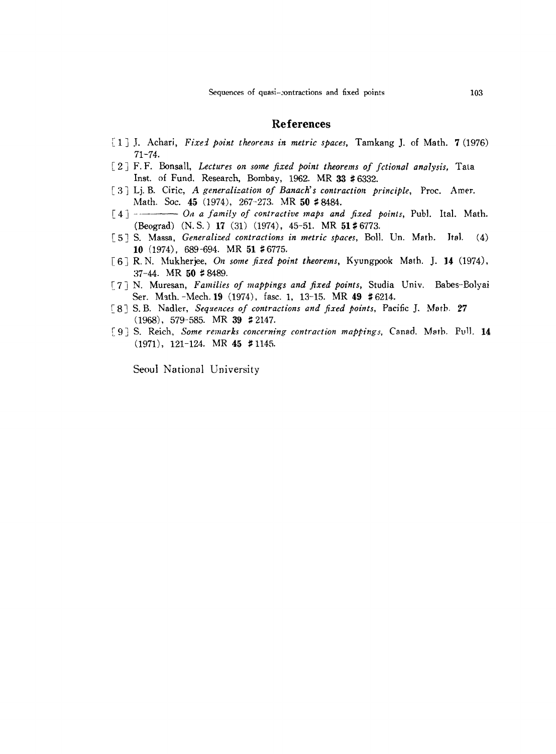## References

[1] J. Achari, *Fixed point theorems in metric spaces*, Tamkang J. of Math. **7** (1976) 71-74.

[2] F. F. Bonsall, *Lectures on some fixed point theorems of fctional analysis*, Tata Inst. of Fund. Research, Bombay, 1962. MR **33** #6332.

[3] Lj. B. Ciric, *A generalization of Banach's contraction principle*, Proc. Amer. Math. Soc. **45** (1974), 267-273. MR **50** #8484.

[4] ———— *On a family of contractive maps and fixed points*, Publ. Ital. Math. (Beograd) (N. S.) **17** (31) (1974), 45-51. MR **51** #6773.

[5] S. Massa, *Generalized contractions in metric spaces*, Boll. Un. Math. Ital. (4) **10** (1974), 689-694. MR **51** #6775.

[6] R. N. Mukherjee, *On some fixed point theorems*, Kyungpook Math. J. **14** (1974), 37-44. MR **50** #8489.

[7] N. Muresan, *Families of mappings and fixed points*, Studia Univ. Babes-Bolyai Ser. Math.-Mech. **19** (1974), fasc. 1, 13-15. MR **49** #6214.

[8] S. B. Nadler, *Sequences of contractions and fixed points*, Pacific J. Math. **27** (1968), 579-585. MR **39** #2147.

[9] S. Reich, *Some remarks concerning contraction mappings*, Canad. Math. Bull. **14** (1971), 121-124. MR **45** #1145.

Seoul National University